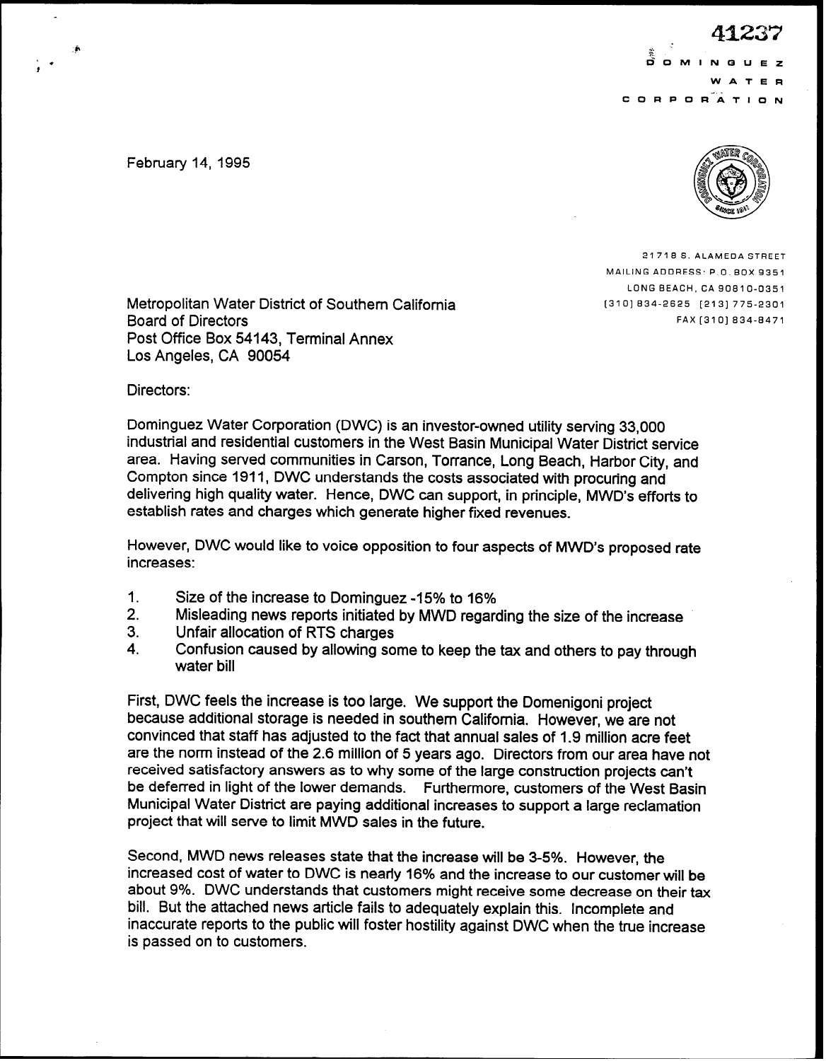41237

DOMINGUEZ
WATER
CORPORATION

February 14, 1995

21718 S. ALAMEDA STREET
MAILING ADDRESS: P.O. BOX 9351
LONG BEACH, CA 90810-0351
(310) 834-2625 (213) 775-2301
FAX (310) 834-8471

Metropolitan Water District of Southern California
Board of Directors
Post Office Box 54143, Terminal Annex
Los Angeles, CA 90054

Directors:

Dominguez Water Corporation (DWC) is an investor-owned utility serving 33,000 industrial and residential customers in the West Basin Municipal Water District service area. Having served communities in Carson, Torrance, Long Beach, Harbor City, and Compton since 1911, DWC understands the costs associated with procuring and delivering high quality water. Hence, DWC can support, in principle, MWD's efforts to establish rates and charges which generate higher fixed revenues.

However, DWC would like to voice opposition to four aspects of MWD's proposed rate increases:

1. Size of the increase to Dominguez -15% to 16%
2. Misleading news reports initiated by MWD regarding the size of the increase
3. Unfair allocation of RTS charges
4. Confusion caused by allowing some to keep the tax and others to pay through water bill

First, DWC feels the increase is too large. We support the Domenigoni project because additional storage is needed in southern California. However, we are not convinced that staff has adjusted to the fact that annual sales of 1.9 million acre feet are the norm instead of the 2.6 million of 5 years ago. Directors from our area have not received satisfactory answers as to why some of the large construction projects can't be deferred in light of the lower demands. Furthermore, customers of the West Basin Municipal Water District are paying additional increases to support a large reclamation project that will serve to limit MWD sales in the future.

Second, MWD news releases state that the increase will be 3-5%. However, the increased cost of water to DWC is nearly 16% and the increase to our customer will be about 9%. DWC understands that customers might receive some decrease on their tax bill. But the attached news article fails to adequately explain this. Incomplete and inaccurate reports to the public will foster hostility against DWC when the true increase is passed on to customers.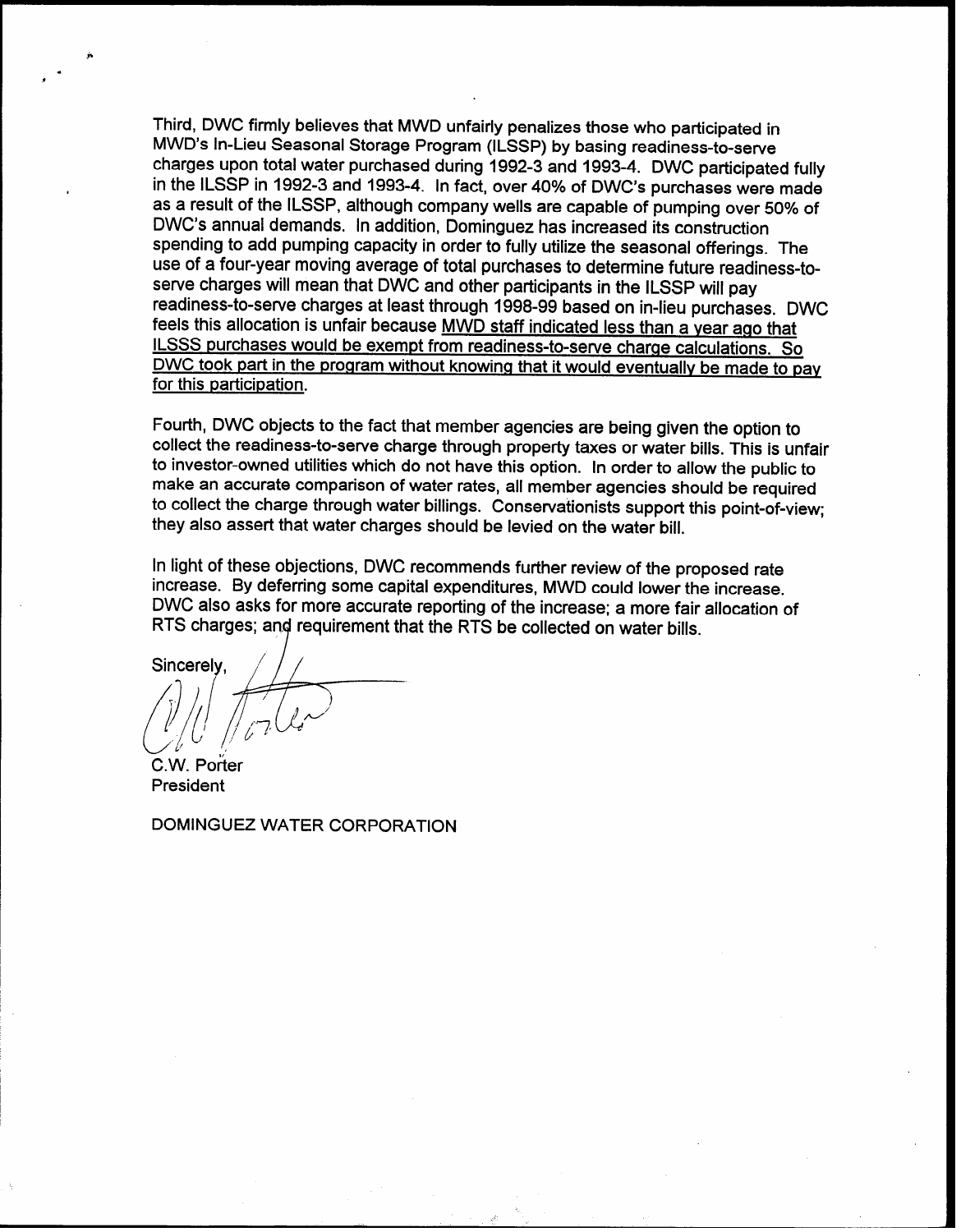Third, DWC firmly believes that MWD unfairly penalizes those who participated in MWD's In-Lieu Seasonal Storage Program (ILSSP) by basing readiness-to-serve charges upon total water purchased during 1992-3 and 1993-4. DWC participated fully in the ILSSP in 1992-3 and 1993-4. In fact, over 40% of DWC's purchases were made as a result of the ILSSP, although company wells are capable of pumping over 50% of DWC's annual demands. In addition, Dominguez has increased its construction spending to add pumping capacity in order to fully utilize the seasonal offerings. The use of a four-year moving average of total purchases to determine future readiness-to-serve charges will mean that DWC and other participants in the ILSSP will pay readiness-to-serve charges at least through 1998-99 based on in-lieu purchases. DWC feels this allocation is unfair because <u>MWD staff indicated less than a year ago that ILSSS purchases would be exempt from readiness-to-serve charge calculations. So DWC took part in the program without knowing that it would eventually be made to pay for this participation.</u>

Fourth, DWC objects to the fact that member agencies are being given the option to collect the readiness-to-serve charge through property taxes or water bills. This is unfair to investor-owned utilities which do not have this option. In order to allow the public to make an accurate comparison of water rates, all member agencies should be required to collect the charge through water billings. Conservationists support this point-of-view; they also assert that water charges should be levied on the water bill.

In light of these objections, DWC recommends further review of the proposed rate increase. By deferring some capital expenditures, MWD could lower the increase. DWC also asks for more accurate reporting of the increase; a more fair allocation of RTS charges; and requirement that the RTS be collected on water bills.

Sincerely,

C.W. Porter
President

DOMINGUEZ WATER CORPORATION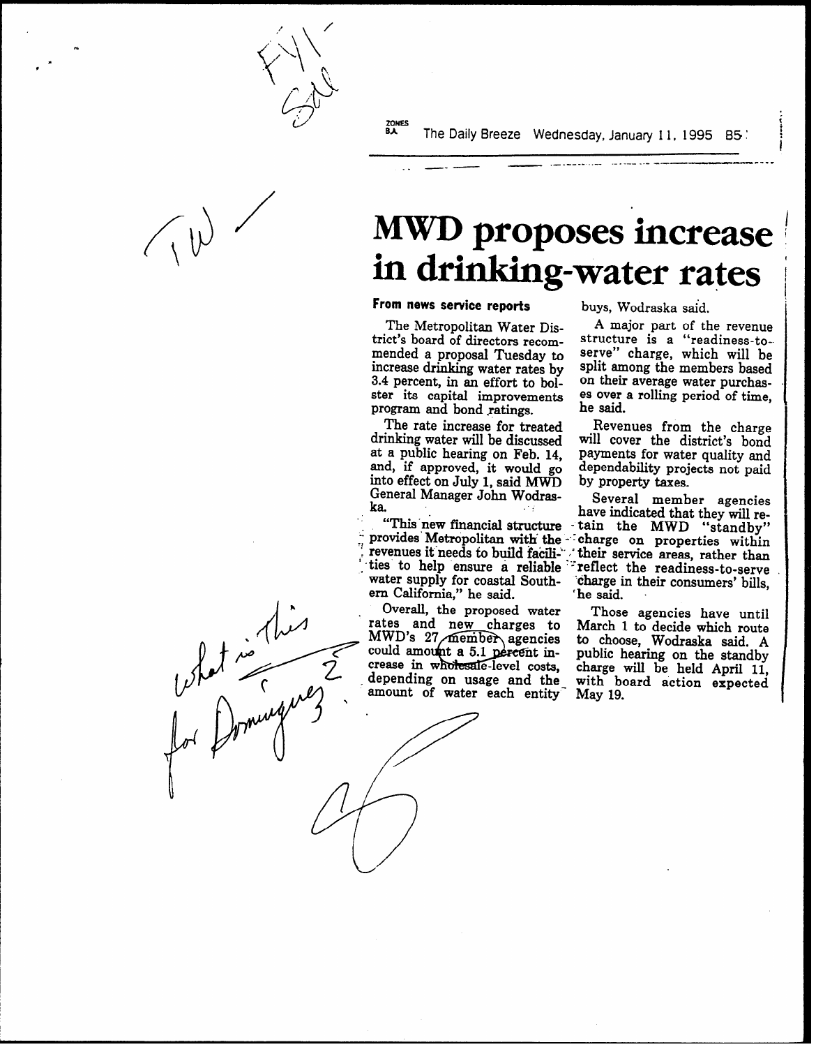The Daily Breeze Wednesday, January 11, 1995 B5

# MWD proposes increase in drinking-water rates

**From news service reports**

The Metropolitan Water District's board of directors recommended a proposal Tuesday to increase drinking water rates by 3.4 percent, in an effort to bolster its capital improvements program and bond ratings.

The rate increase for treated drinking water will be discussed at a public hearing on Feb. 14, and, if approved, it would go into effect on July 1, said MWD General Manager John Wodraska.

"This new financial structure provides Metropolitan with the revenues it needs to build facilities to help ensure a reliable water supply for coastal Southern California," he said.

Overall, the proposed water rates and new charges to MWD's 27 member agencies could amount a 5.1 percent increase in wholesale-level costs, depending on usage and the amount of water each entity buys, Wodraska said.

A major part of the revenue structure is a "readiness-to-serve" charge, which will be split among the members based on their average water purchases over a rolling period of time, he said.

Revenues from the charge will cover the district's bond payments for water quality and dependability projects not paid by property taxes.

Several member agencies have indicated that they will retain the MWD "standby" charge on properties within their service areas, rather than reflect the readiness-to-serve charge in their consumers' bills, he said.

Those agencies have until March 1 to decide which route to choose, Wodraska said. A public hearing on the standby charge will be held April 11, with board action expected May 19.

FYI - Sal

TW /

What is this for Dominguez?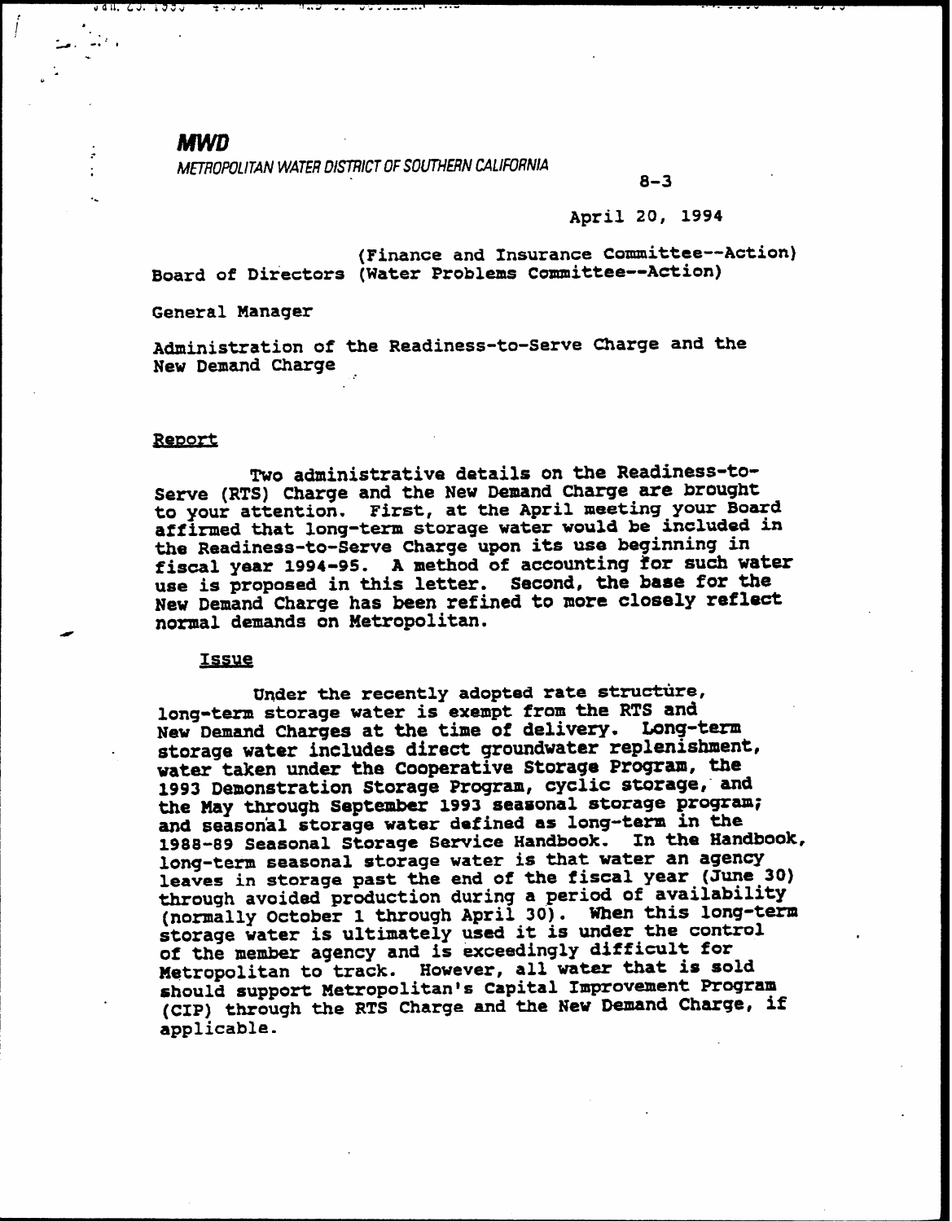**MWD**

*METROPOLITAN WATER DISTRICT OF SOUTHERN CALIFORNIA*

8-3

April 20, 1994

(Finance and Insurance Committee--Action)
Board of Directors (Water Problems Committee--Action)

General Manager

Administration of the Readiness-to-Serve Charge and the New Demand Charge

## Report

Two administrative details on the Readiness-to-Serve (RTS) Charge and the New Demand Charge are brought to your attention. First, at the April meeting your Board affirmed that long-term storage water would be included in the Readiness-to-Serve Charge upon its use beginning in fiscal year 1994-95. A method of accounting for such water use is proposed in this letter. Second, the base for the New Demand Charge has been refined to more closely reflect normal demands on Metropolitan.

### Issue

Under the recently adopted rate structure, long-term storage water is exempt from the RTS and New Demand Charges at the time of delivery. Long-term storage water includes direct groundwater replenishment, water taken under the Cooperative Storage Program, the 1993 Demonstration Storage Program, cyclic storage, and the May through September 1993 seasonal storage program; and seasonal storage water defined as long-term in the 1988-89 Seasonal Storage Service Handbook. In the Handbook, long-term seasonal storage water is that water an agency leaves in storage past the end of the fiscal year (June 30) through avoided production during a period of availability (normally October 1 through April 30). When this long-term storage water is ultimately used it is under the control of the member agency and is exceedingly difficult for Metropolitan to track. However, all water that is sold should support Metropolitan's Capital Improvement Program (CIP) through the RTS Charge and the New Demand Charge, if applicable.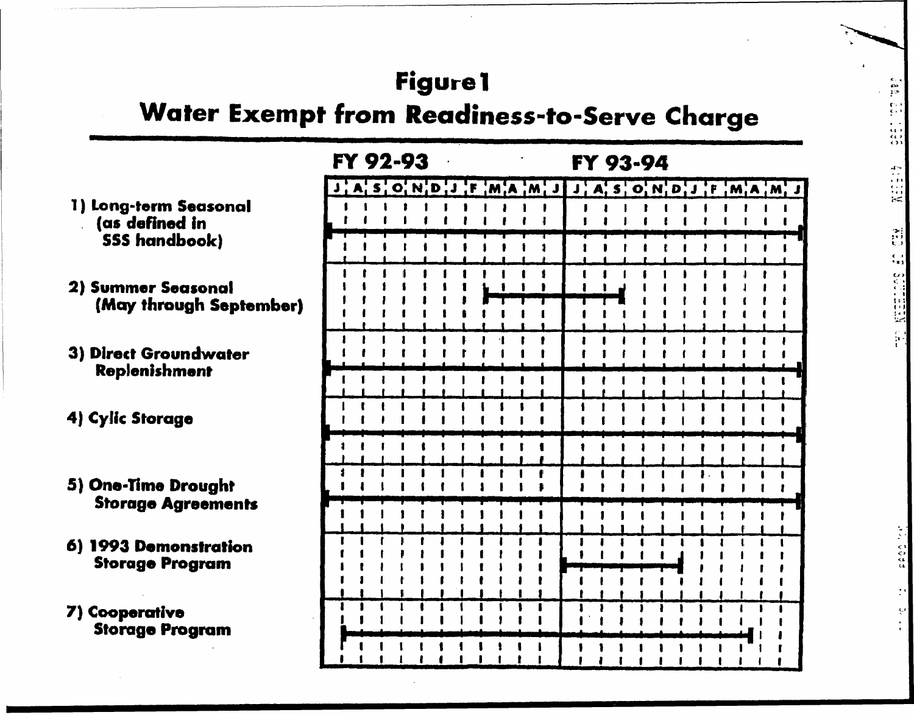# Figure 1

## Water Exempt from Readiness-to-Serve Charge

FY 92-93 | FY 93-94

J A S O N D J F M A M J | J A S O N D J F M A M J

1) Long-term Seasonal (as defined in SSS handbook)

2) Summer Seasonal (May through September)

3) Direct Groundwater Replenishment

4) Cylic Storage

5) One-Time Drought Storage Agreements

6) 1993 Demonstration Storage Program

7) Cooperative Storage Program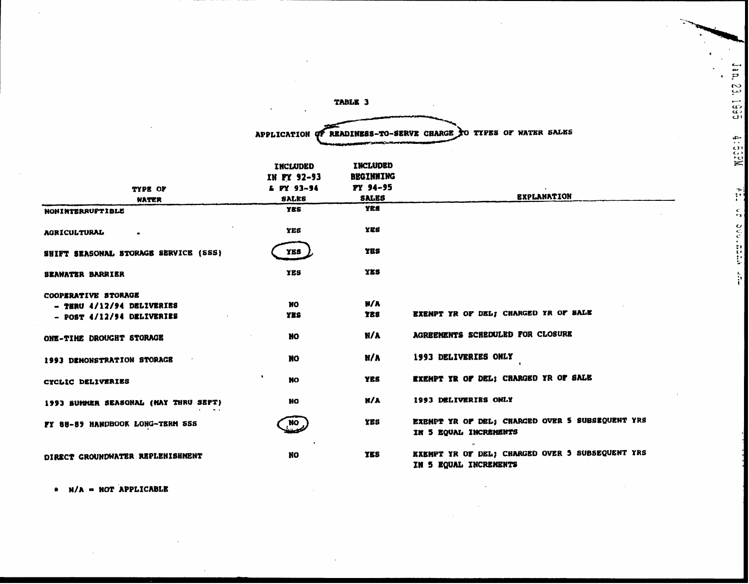TABLE 3

APPLICATION OF READINESS-TO-SERVE CHARGE TO TYPES OF WATER SALES

| TYPE OF WATER | INCLUDED IN FY 92-93 & FY 93-94 SALES | INCLUDED BEGINNING FY 94-95 SALES | EXPLANATION |
|---|---|---|---|
| NONINTERRUPTIBLE | YES | YES | |
| AGRICULTURAL | YES | YES | |
| SHIFT SEASONAL STORAGE SERVICE (SSS) | YES | YES | |
| SEAWATER BARRIER | YES | YES | |
| COOPERATIVE STORAGE | | | |
| - THRU 4/12/94 DELIVERIES | NO | N/A | |
| - POST 4/12/94 DELIVERIES | YES | YES | EXEMPT YR OF DEL; CHARGED YR OF SALE |
| ONE-TIME DROUGHT STORAGE | NO | N/A | AGREEMENTS SCHEDULED FOR CLOSURE |
| 1993 DEMONSTRATION STORAGE | NO | N/A | 1993 DELIVERIES ONLY |
| CYCLIC DELIVERIES | NO | YES | EXEMPT YR OF DEL; CHARGED YR OF SALE |
| 1993 SUMMER SEASONAL (MAY THRU SEPT) | NO | N/A | 1993 DELIVERIES ONLY |
| FY 88-89 HANDBOOK LONG-TERM SSS | NO | YES | EXEMPT YR OF DEL; CHARGED OVER 5 SUBSEQUENT YRS IN 5 EQUAL INCREMENTS |
| DIRECT GROUNDWATER REPLENISHMENT | NO | YES | EXEMPT YR OF DEL; CHARGED OVER 5 SUBSEQUENT YRS IN 5 EQUAL INCREMENTS |

* N/A = NOT APPLICABLE